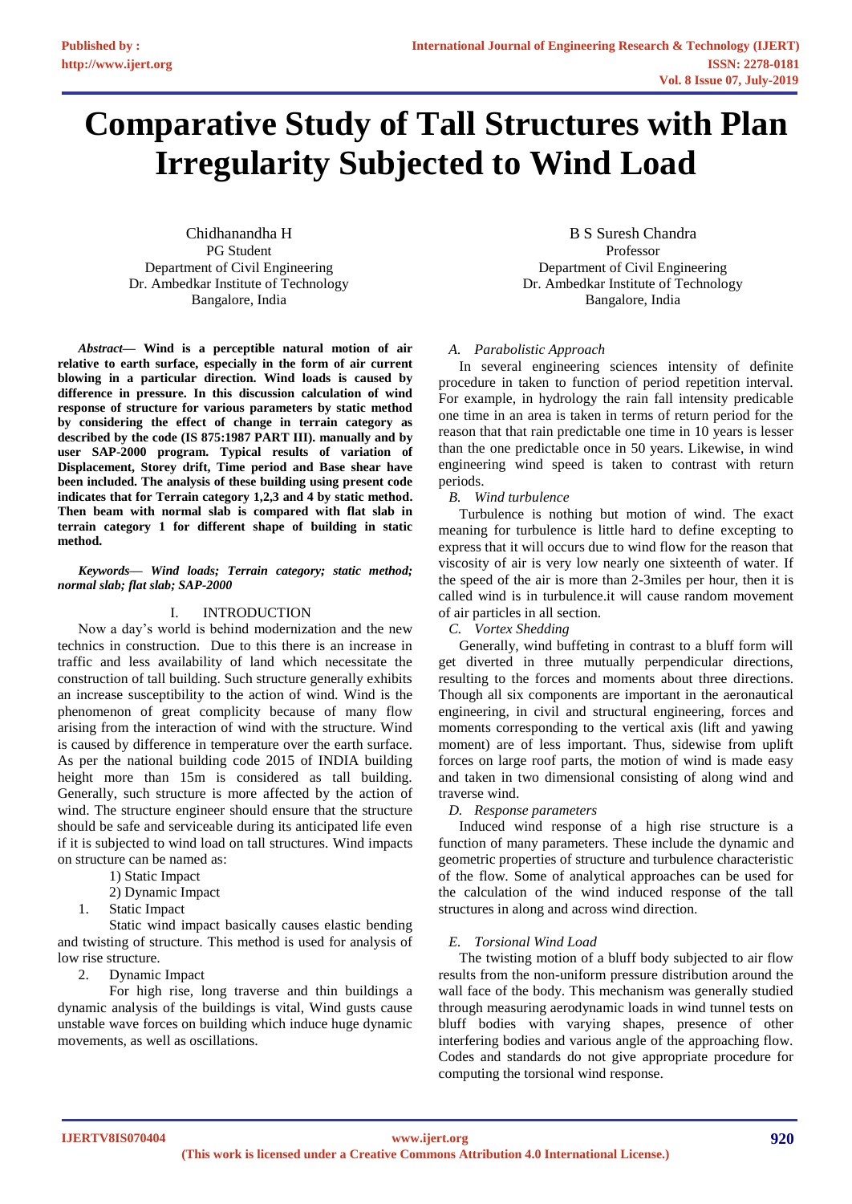# Comparative Study of Tall Structures with Plan Irregularity Subjected to Wind Load

Chidhanandha H
PG Student
Department of Civil Engineering
Dr. Ambedkar Institute of Technology
Bangalore, India

B S Suresh Chandra
Professor
Department of Civil Engineering
Dr. Ambedkar Institute of Technology
Bangalore, India

***Abstract*— Wind is a perceptible natural motion of air relative to earth surface, especially in the form of air current blowing in a particular direction. Wind loads is caused by difference in pressure. In this discussion calculation of wind response of structure for various parameters by static method by considering the effect of change in terrain category as described by the code (IS 875:1987 PART III). manually and by user SAP-2000 program. Typical results of variation of Displacement, Storey drift, Time period and Base shear have been included. The analysis of these building using present code indicates that for Terrain category 1,2,3 and 4 by static method. Then beam with normal slab is compared with flat slab in terrain category 1 for different shape of building in static method.**

***Keywords— Wind loads; Terrain category; static method; normal slab; flat slab; SAP-2000***

## I. INTRODUCTION

Now a day's world is behind modernization and the new technics in construction. Due to this there is an increase in traffic and less availability of land which necessitate the construction of tall building. Such structure generally exhibits an increase susceptibility to the action of wind. Wind is the phenomenon of great complicity because of many flow arising from the interaction of wind with the structure. Wind is caused by difference in temperature over the earth surface. As per the national building code 2015 of INDIA building height more than 15m is considered as tall building. Generally, such structure is more affected by the action of wind. The structure engineer should ensure that the structure should be safe and serviceable during its anticipated life even if it is subjected to wind load on tall structures. Wind impacts on structure can be named as:

1) Static Impact
2) Dynamic Impact

1. Static Impact

Static wind impact basically causes elastic bending and twisting of structure. This method is used for analysis of low rise structure.

2. Dynamic Impact

For high rise, long traverse and thin buildings a dynamic analysis of the buildings is vital, Wind gusts cause unstable wave forces on building which induce huge dynamic movements, as well as oscillations.

### *A. Parabolistic Approach*

In several engineering sciences intensity of definite procedure in taken to function of period repetition interval. For example, in hydrology the rain fall intensity predicable one time in an area is taken in terms of return period for the reason that that rain predictable one time in 10 years is lesser than the one predictable once in 50 years. Likewise, in wind engineering wind speed is taken to contrast with return periods.

### *B. Wind turbulence*

Turbulence is nothing but motion of wind. The exact meaning for turbulence is little hard to define excepting to express that it will occurs due to wind flow for the reason that viscosity of air is very low nearly one sixteenth of water. If the speed of the air is more than 2-3miles per hour, then it is called wind is in turbulence.it will cause random movement of air particles in all section.

### *C. Vortex Shedding*

Generally, wind buffeting in contrast to a bluff form will get diverted in three mutually perpendicular directions, resulting to the forces and moments about three directions. Though all six components are important in the aeronautical engineering, in civil and structural engineering, forces and moments corresponding to the vertical axis (lift and yawing moment) are of less important. Thus, sidewise from uplift forces on large roof parts, the motion of wind is made easy and taken in two dimensional consisting of along wind and traverse wind.

### *D. Response parameters*

Induced wind response of a high rise structure is a function of many parameters. These include the dynamic and geometric properties of structure and turbulence characteristic of the flow. Some of analytical approaches can be used for the calculation of the wind induced response of the tall structures in along and across wind direction.

### *E. Torsional Wind Load*

The twisting motion of a bluff body subjected to air flow results from the non-uniform pressure distribution around the wall face of the body. This mechanism was generally studied through measuring aerodynamic loads in wind tunnel tests on bluff bodies with varying shapes, presence of other interfering bodies and various angle of the approaching flow. Codes and standards do not give appropriate procedure for computing the torsional wind response.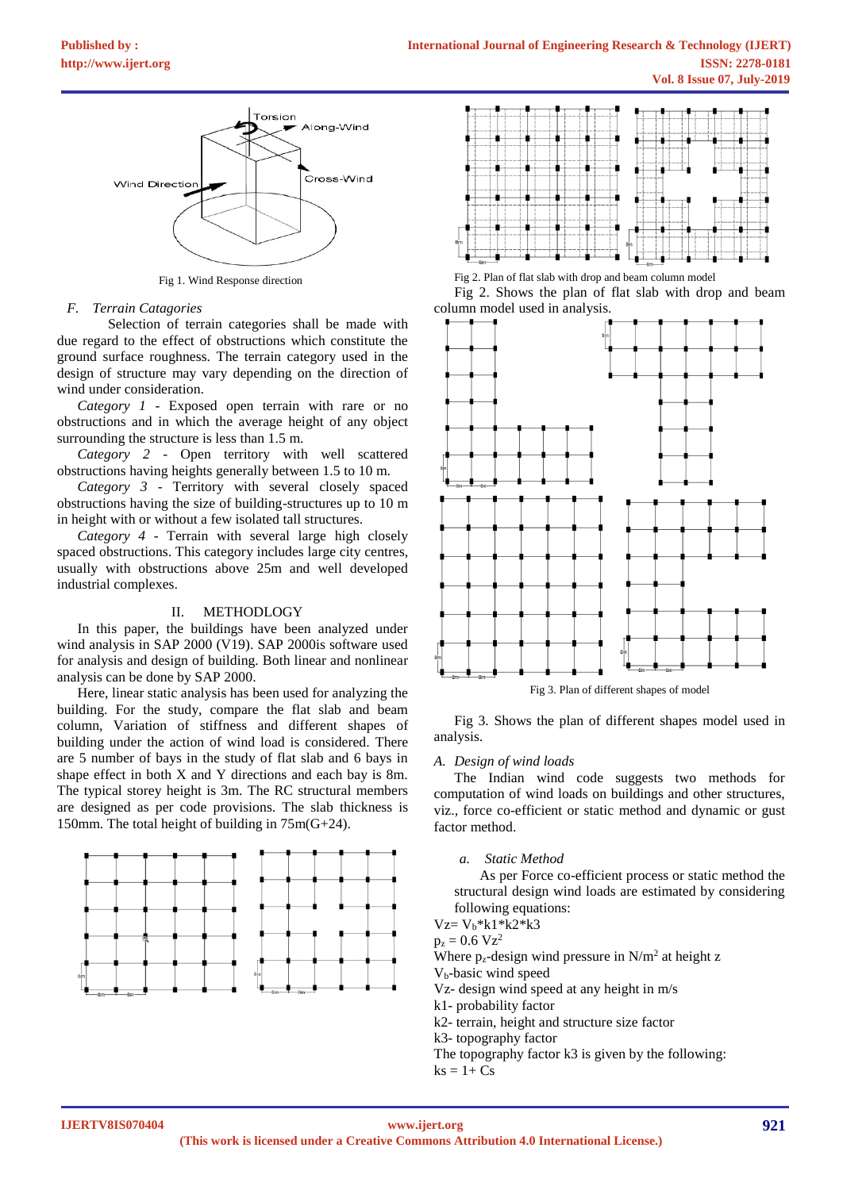Fig 1. Wind Response direction

### F. Terrain Catagories

Selection of terrain categories shall be made with due regard to the effect of obstructions which constitute the ground surface roughness. The terrain category used in the design of structure may vary depending on the direction of wind under consideration.

*Category 1* - Exposed open terrain with rare or no obstructions and in which the average height of any object surrounding the structure is less than 1.5 m.

*Category 2* - Open territory with well scattered obstructions having heights generally between 1.5 to 10 m.

*Category 3* - Territory with several closely spaced obstructions having the size of building-structures up to 10 m in height with or without a few isolated tall structures.

*Category 4* - Terrain with several large high closely spaced obstructions. This category includes large city centres, usually with obstructions above 25m and well developed industrial complexes.

## II. METHODOLOGY

In this paper, the buildings have been analyzed under wind analysis in SAP 2000 (V19). SAP 2000is software used for analysis and design of building. Both linear and nonlinear analysis can be done by SAP 2000.

Here, linear static analysis has been used for analyzing the building. For the study, compare the flat slab and beam column, Variation of stiffness and different shapes of building under the action of wind load is considered. There are 5 number of bays in the study of flat slab and 6 bays in shape effect in both X and Y directions and each bay is 8m. The typical storey height is 3m. The RC structural members are designed as per code provisions. The slab thickness is 150mm. The total height of building in 75m(G+24).

Fig 2. Plan of flat slab with drop and beam column model

Fig 2. Shows the plan of flat slab with drop and beam column model used in analysis.

Fig 3. Plan of different shapes of model

Fig 3. Shows the plan of different shapes model used in analysis.

### A. Design of wind loads

The Indian wind code suggests two methods for computation of wind loads on buildings and other structures, viz., force co-efficient or static method and dynamic or gust factor method.

#### a. Static Method

As per Force co-efficient process or static method the structural design wind loads are estimated by considering following equations:

$V_z = V_b*k1*k2*k3$

$p_z = 0.6\ V_z^2$

Where $p_z$-design wind pressure in N/m$^2$ at height z

$V_b$-basic wind speed

Vz- design wind speed at any height in m/s

k1- probability factor

k2- terrain, height and structure size factor

k3- topography factor

The topography factor k3 is given by the following:

ks = 1+ Cs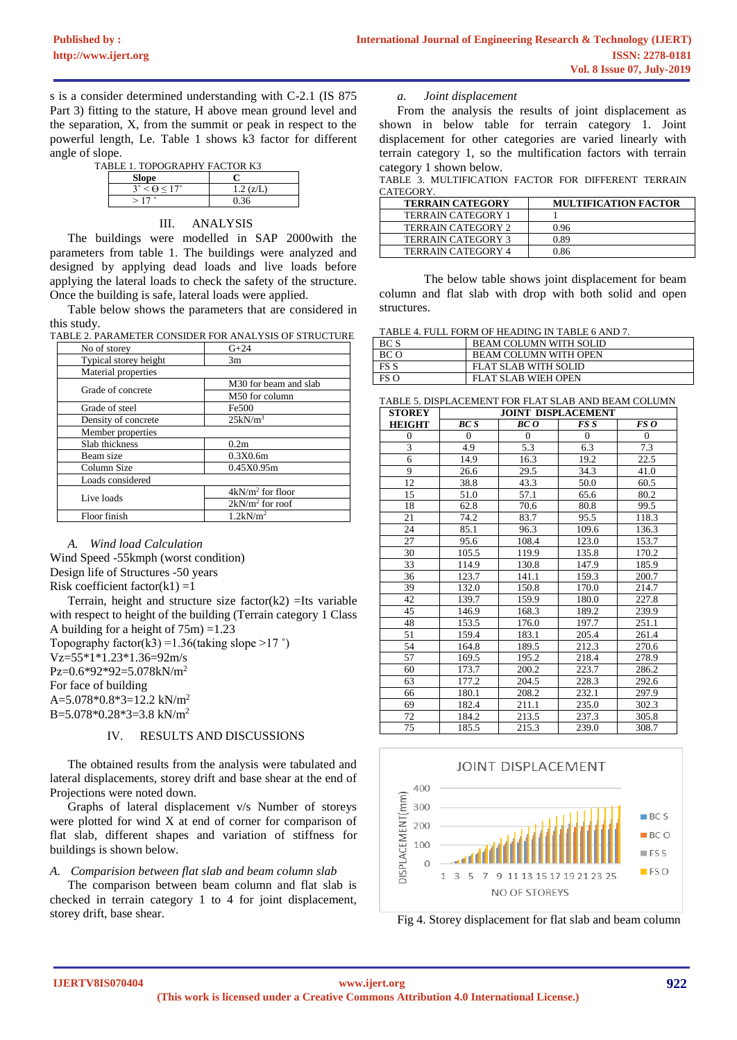s is a consider determined understanding with C-2.1 (IS 875 Part 3) fitting to the stature, H above mean ground level and the separation, X, from the summit or peak in respect to the powerful length, Le. Table 1 shows k3 factor for different angle of slope.

TABLE 1. TOPOGRAPHY FACTOR K3

| Slope | C |
|---|---|
| $3^\circ < \Theta \leq 17^\circ$ | 1.2 (z/L) |
| $> 17^\circ$ | 0.36 |

## III. ANALYSIS

The buildings were modelled in SAP 2000with the parameters from table 1. The buildings were analyzed and designed by applying dead loads and live loads before applying the lateral loads to check the safety of the structure. Once the building is safe, lateral loads were applied.

Table below shows the parameters that are considered in this study.

TABLE 2. PARAMETER CONSIDER FOR ANALYSIS OF STRUCTURE

| No of storey | G+24 |
|---|---|
| Typical storey height | 3m |
| Material properties | |
| Grade of concrete | M30 for beam and slab |
| | M50 for column |
| Grade of steel | Fe500 |
| Density of concrete | $25kN/m^3$ |
| Member properties | |
| Slab thickness | 0.2m |
| Beam size | 0.3X0.6m |
| Column Size | 0.45X0.95m |
| Loads considered | |
| Live loads | $4kN/m^2$ for floor |
| | $2kN/m^2$ for roof |
| Floor finish | $1.2kN/m^2$ |

### A. Wind load Calculation

Wind Speed -55kmph (worst condition)
Design life of Structures -50 years
Risk coefficient factor(k1) =1

Terrain, height and structure size factor(k2) =Its variable with respect to height of the building (Terrain category 1 Class A building for a height of 75m) =1.23

Topography factor(k3) =1.36(taking slope >17 ˚)
Vz=55*1*1.23*1.36=92m/s
Pz=0.6*92*92=5.078kN/m²
For face of building
A=5.078*0.8*3=12.2 kN/m²
B=5.078*0.28*3=3.8 kN/m²

## IV. RESULTS AND DISCUSSIONS

The obtained results from the analysis were tabulated and lateral displacements, storey drift and base shear at the end of Projections were noted down.

Graphs of lateral displacement v/s Number of storeys were plotted for wind X at end of corner for comparison of flat slab, different shapes and variation of stiffness for buildings is shown below.

### A. Comparision between flat slab and beam column slab

The comparison between beam column and flat slab is checked in terrain category 1 to 4 for joint displacement, storey drift, base shear.

#### a. Joint displacement

From the analysis the results of joint displacement as shown in below table for terrain category 1. Joint displacement for other categories are varied linearly with terrain category 1, so the multification factors with terrain category 1 shown below.

TABLE 3. MULTIFICATION FACTOR FOR DIFFERENT TERRAIN CATEGORY.

| TERRAIN CATEGORY | MULTIFICATION FACTOR |
|---|---|
| TERRAIN CATEGORY 1 | 1 |
| TERRAIN CATEGORY 2 | 0.96 |
| TERRAIN CATEGORY 3 | 0.89 |
| TERRAIN CATEGORY 4 | 0.86 |

The below table shows joint displacement for beam column and flat slab with drop with both solid and open structures.

TABLE 4. FULL FORM OF HEADING IN TABLE 6 AND 7.

| BC S | BEAM COLUMN WITH SOLID |
|---|---|
| BC O | BEAM COLUMN WITH OPEN |
| FS S | FLAT SLAB WITH SOLID |
| FS O | FLAT SLAB WIEH OPEN |

TABLE 5. DISPLACEMENT FOR FLAT SLAB AND BEAM COLUMN

| STOREY | JOINT DISPLACEMENT | | | |
|---|---|---|---|---|
| HEIGHT | *BC S* | *BC O* | *FS S* | *FS O* |
| 0 | 0 | 0 | 0 | 0 |
| 3 | 4.9 | 5.3 | 6.3 | 7.3 |
| 6 | 14.9 | 16.3 | 19.2 | 22.5 |
| 9 | 26.6 | 29.5 | 34.3 | 41.0 |
| 12 | 38.8 | 43.3 | 50.0 | 60.5 |
| 15 | 51.0 | 57.1 | 65.6 | 80.2 |
| 18 | 62.8 | 70.6 | 80.8 | 99.5 |
| 21 | 74.2 | 83.7 | 95.5 | 118.3 |
| 24 | 85.1 | 96.3 | 109.6 | 136.3 |
| 27 | 95.6 | 108.4 | 123.0 | 153.7 |
| 30 | 105.5 | 119.9 | 135.8 | 170.2 |
| 33 | 114.9 | 130.8 | 147.9 | 185.9 |
| 36 | 123.7 | 141.1 | 159.3 | 200.7 |
| 39 | 132.0 | 150.8 | 170.0 | 214.7 |
| 42 | 139.7 | 159.9 | 180.0 | 227.8 |
| 45 | 146.9 | 168.3 | 189.2 | 239.9 |
| 48 | 153.5 | 176.0 | 197.7 | 251.1 |
| 51 | 159.4 | 183.1 | 205.4 | 261.4 |
| 54 | 164.8 | 189.5 | 212.3 | 270.6 |
| 57 | 169.5 | 195.2 | 218.4 | 278.9 |
| 60 | 173.7 | 200.2 | 223.7 | 286.2 |
| 63 | 177.2 | 204.5 | 228.3 | 292.6 |
| 66 | 180.1 | 208.2 | 232.1 | 297.9 |
| 69 | 182.4 | 211.1 | 235.0 | 302.3 |
| 72 | 184.2 | 213.5 | 237.3 | 305.8 |
| 75 | 185.5 | 215.3 | 239.0 | 308.7 |

Fig 4. Storey displacement for flat slab and beam column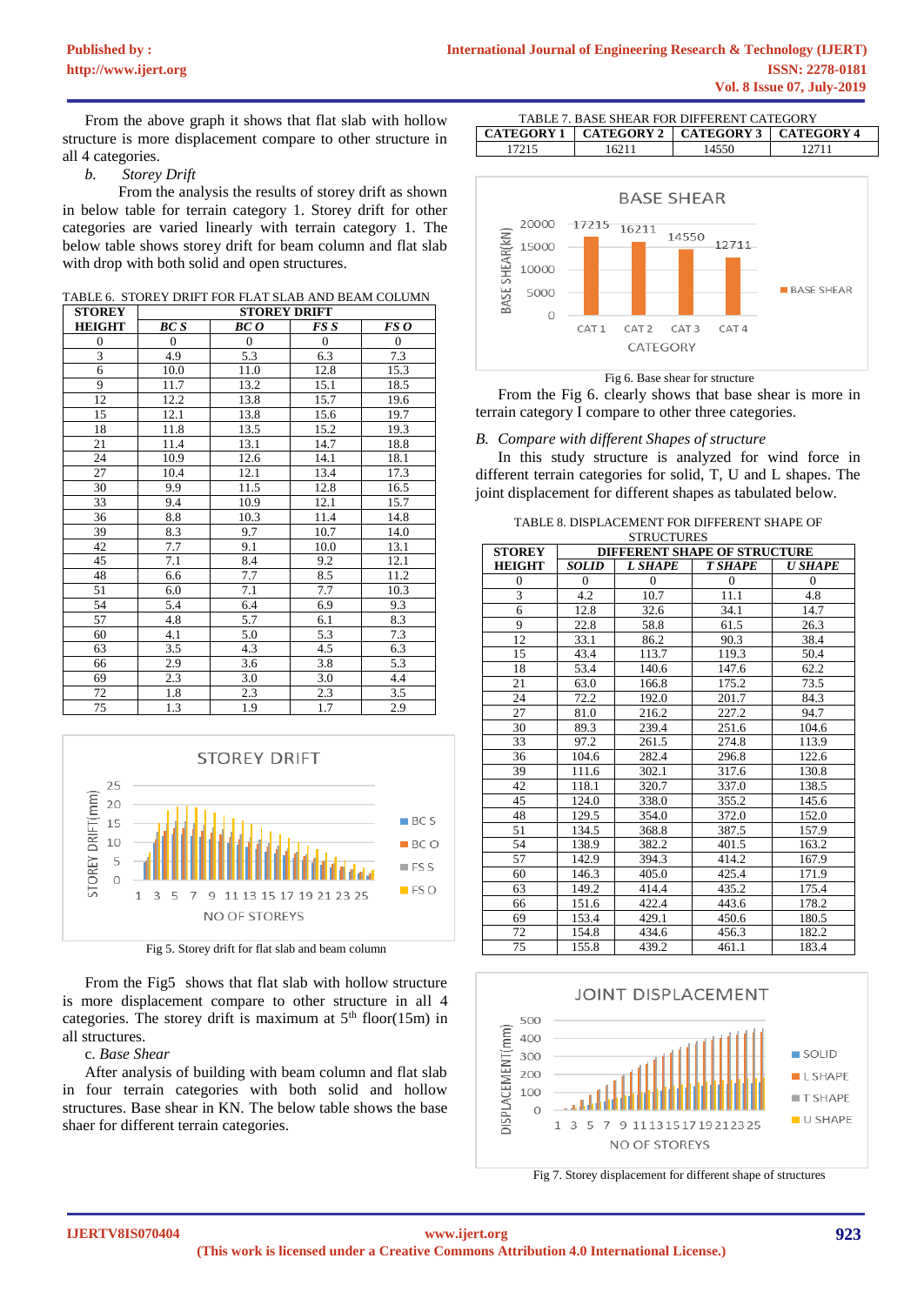From the above graph it shows that flat slab with hollow structure is more displacement compare to other structure in all 4 categories.

*b. Storey Drift*

From the analysis the results of storey drift as shown in below table for terrain category 1. Storey drift for other categories are varied linearly with terrain category 1. The below table shows storey drift for beam column and flat slab with drop with both solid and open structures.

TABLE 6. STOREY DRIFT FOR FLAT SLAB AND BEAM COLUMN

| STOREY HEIGHT | STOREY DRIFT | | | |
|---|---|---|---|---|
| | *BC S* | *BC O* | *FS S* | *FS O* |
| 0 | 0 | 0 | 0 | 0 |
| 3 | 4.9 | 5.3 | 6.3 | 7.3 |
| 6 | 10.0 | 11.0 | 12.8 | 15.3 |
| 9 | 11.7 | 13.2 | 15.1 | 18.5 |
| 12 | 12.2 | 13.8 | 15.7 | 19.6 |
| 15 | 12.1 | 13.8 | 15.6 | 19.7 |
| 18 | 11.8 | 13.5 | 15.2 | 19.3 |
| 21 | 11.4 | 13.1 | 14.7 | 18.8 |
| 24 | 10.9 | 12.6 | 14.1 | 18.1 |
| 27 | 10.4 | 12.1 | 13.4 | 17.3 |
| 30 | 9.9 | 11.5 | 12.8 | 16.5 |
| 33 | 9.4 | 10.9 | 12.1 | 15.7 |
| 36 | 8.8 | 10.3 | 11.4 | 14.8 |
| 39 | 8.3 | 9.7 | 10.7 | 14.0 |
| 42 | 7.7 | 9.1 | 10.0 | 13.1 |
| 45 | 7.1 | 8.4 | 9.2 | 12.1 |
| 48 | 6.6 | 7.7 | 8.5 | 11.2 |
| 51 | 6.0 | 7.1 | 7.7 | 10.3 |
| 54 | 5.4 | 6.4 | 6.9 | 9.3 |
| 57 | 4.8 | 5.7 | 6.1 | 8.3 |
| 60 | 4.1 | 5.0 | 5.3 | 7.3 |
| 63 | 3.5 | 4.3 | 4.5 | 6.3 |
| 66 | 2.9 | 3.6 | 3.8 | 5.3 |
| 69 | 2.3 | 3.0 | 3.0 | 4.4 |
| 72 | 1.8 | 2.3 | 2.3 | 3.5 |
| 75 | 1.3 | 1.9 | 1.7 | 2.9 |

Fig 5. Storey drift for flat slab and beam column

From the Fig5 shows that flat slab with hollow structure is more displacement compare to other structure in all 4 categories. The storey drift is maximum at $5^{th}$ floor(15m) in all structures.

c. *Base Shear*

After analysis of building with beam column and flat slab in four terrain categories with both solid and hollow structures. Base shear in KN. The below table shows the base shaer for different terrain categories.

TABLE 7. BASE SHEAR FOR DIFFERENT CATEGORY

| CATEGORY 1 | CATEGORY 2 | CATEGORY 3 | CATEGORY 4 |
|---|---|---|---|
| 17215 | 16211 | 14550 | 12711 |

Fig 6. Base shear for structure

From the Fig 6. clearly shows that base shear is more in terrain category I compare to other three categories.

*B. Compare with different Shapes of structure*

In this study structure is analyzed for wind force in different terrain categories for solid, T, U and L shapes. The joint displacement for different shapes as tabulated below.

TABLE 8. DISPLACEMENT FOR DIFFERENT SHAPE OF STRUCTURES

| STOREY HEIGHT | DIFFERENT SHAPE OF STRUCTURE | | | |
|---|---|---|---|---|
| | *SOLID* | *L SHAPE* | *T SHAPE* | *U SHAPE* |
| 0 | 0 | 0 | 0 | 0 |
| 3 | 4.2 | 10.7 | 11.1 | 4.8 |
| 6 | 12.8 | 32.6 | 34.1 | 14.7 |
| 9 | 22.8 | 58.8 | 61.5 | 26.3 |
| 12 | 33.1 | 86.2 | 90.3 | 38.4 |
| 15 | 43.4 | 113.7 | 119.3 | 50.4 |
| 18 | 53.4 | 140.6 | 147.6 | 62.2 |
| 21 | 63.0 | 166.8 | 175.2 | 73.5 |
| 24 | 72.2 | 192.0 | 201.7 | 84.3 |
| 27 | 81.0 | 216.2 | 227.2 | 94.7 |
| 30 | 89.3 | 239.4 | 251.6 | 104.6 |
| 33 | 97.2 | 261.5 | 274.8 | 113.9 |
| 36 | 104.6 | 282.4 | 296.8 | 122.6 |
| 39 | 111.6 | 302.1 | 317.6 | 130.8 |
| 42 | 118.1 | 320.7 | 337.0 | 138.5 |
| 45 | 124.0 | 338.0 | 355.2 | 145.6 |
| 48 | 129.5 | 354.0 | 372.0 | 152.0 |
| 51 | 134.5 | 368.8 | 387.5 | 157.9 |
| 54 | 138.9 | 382.2 | 401.5 | 163.2 |
| 57 | 142.9 | 394.3 | 414.2 | 167.9 |
| 60 | 146.3 | 405.0 | 425.4 | 171.9 |
| 63 | 149.2 | 414.4 | 435.2 | 175.4 |
| 66 | 151.6 | 422.4 | 443.6 | 178.2 |
| 69 | 153.4 | 429.1 | 450.6 | 180.5 |
| 72 | 154.8 | 434.6 | 456.3 | 182.2 |
| 75 | 155.8 | 439.2 | 461.1 | 183.4 |

Fig 7. Storey displacement for different shape of structures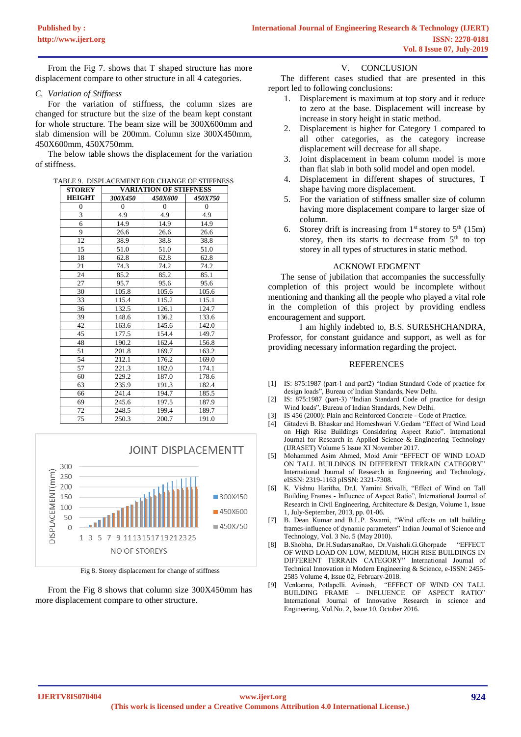From the Fig 7. shows that T shaped structure has more displacement compare to other structure in all 4 categories.

### C. *Variation of Stiffness*

For the variation of stiffness, the column sizes are changed for structure but the size of the beam kept constant for whole structure. The beam size will be 300X600mm and slab dimension will be 200mm. Column size 300X450mm, 450X600mm, 450X750mm.

The below table shows the displacement for the variation of stiffness.

TABLE 9. DISPLACEMENT FOR CHANGE OF STIFFNESS

| STOREY HEIGHT | VARIATION OF STIFFNESS | | |
|---|---|---|---|
| | *300X450* | *450X600* | *450X750* |
| 0 | 0 | 0 | 0 |
| 3 | 4.9 | 4.9 | 4.9 |
| 6 | 14.9 | 14.9 | 14.9 |
| 9 | 26.6 | 26.6 | 26.6 |
| 12 | 38.9 | 38.8 | 38.8 |
| 15 | 51.0 | 51.0 | 51.0 |
| 18 | 62.8 | 62.8 | 62.8 |
| 21 | 74.3 | 74.2 | 74.2 |
| 24 | 85.2 | 85.2 | 85.1 |
| 27 | 95.7 | 95.6 | 95.6 |
| 30 | 105.8 | 105.6 | 105.6 |
| 33 | 115.4 | 115.2 | 115.1 |
| 36 | 132.5 | 126.1 | 124.7 |
| 39 | 148.6 | 136.2 | 133.6 |
| 42 | 163.6 | 145.6 | 142.0 |
| 45 | 177.5 | 154.4 | 149.7 |
| 48 | 190.2 | 162.4 | 156.8 |
| 51 | 201.8 | 169.7 | 163.2 |
| 54 | 212.1 | 176.2 | 169.0 |
| 57 | 221.3 | 182.0 | 174.1 |
| 60 | 229.2 | 187.0 | 178.6 |
| 63 | 235.9 | 191.3 | 182.4 |
| 66 | 241.4 | 194.7 | 185.5 |
| 69 | 245.6 | 197.5 | 187.9 |
| 72 | 248.5 | 199.4 | 189.7 |
| 75 | 250.3 | 200.7 | 191.0 |

JOINT DISPLACEMENTT

DISPLACEMENT(mm)

300
250
200
150
100
50
0

1 3 5 7 9 11 13 15 17 19 21 23 25

NO OF STOREYS

300X450
450X600
450X750

Fig 8. Storey displacement for change of stiffness

From the Fig 8 shows that column size 300X450mm has more displacement compare to other structure.

## V. CONCLUSION

The different cases studied that are presented in this report led to following conclusions:

1. Displacement is maximum at top story and it reduce to zero at the base. Displacement will increase by increase in story height in static method.
2. Displacement is higher for Category 1 compared to all other categories, as the category increase displacement will decrease for all shape.
3. Joint displacement in beam column model is more than flat slab in both solid model and open model.
4. Displacement in different shapes of structures, T shape having more displacement.
5. For the variation of stiffness smaller size of column having more displacement compare to larger size of column.
6. Storey drift is increasing from 1st storey to 5th (15m) storey, then its starts to decrease from 5th to top storey in all types of structures in static method.

## ACKNOWLEDGMENT

The sense of jubilation that accompanies the successfully completion of this project would be incomplete without mentioning and thanking all the people who played a vital role in the completion of this project by providing endless encouragement and support.

I am highly indebted to, B.S. SURESHCHANDRA, Professor, for constant guidance and support, as well as for providing necessary information regarding the project.

## REFERENCES

[1] IS: 875:1987 (part-1 and part2) "Indian Standard Code of practice for design loads", Bureau of Indian Standards, New Delhi.

[2] IS: 875:1987 (part-3) "Indian Standard Code of practice for design Wind loads", Bureau of Indian Standards, New Delhi.

[3] IS 456 (2000): Plain and Reinforced Concrete - Code of Practice.

[4] Gitadevi B. Bhaskar and Homeshwari V.Gedam "Effect of Wind Load on High Rise Buildings Considering Aspect Ratio". International Journal for Research in Applied Science & Engineering Technology (IJRASET) Volume 5 Issue XI November 2017.

[5] Mohammed Asim Ahmed, Moid Amir "EFFECT OF WIND LOAD ON TALL BUILDINGS IN DIFFERENT TERRAIN CATEGORY" International Journal of Research in Engineering and Technology, eISSN: 2319-1163 pISSN: 2321-7308.

[6] K. Vishnu Haritha, Dr.I. Yamini Srivalli, "Effect of Wind on Tall Building Frames - Influence of Aspect Ratio", International Journal of Research in Civil Engineering, Architecture & Design, Volume 1, Issue 1, July-September, 2013, pp. 01-06.

[7] B. Dean Kumar and B.L.P. Swami, "Wind effects on tall building frames-influence of dynamic parameters" Indian Journal of Science and Technology, Vol. 3 No. 5 (May 2010).

[8] B.Shobha, Dr.H.SudarsanaRao, Dr.Vaishali.G.Ghorpade "EFFECT OF WIND LOAD ON LOW, MEDIUM, HIGH RISE BUILDINGS IN DIFFERENT TERRAIN CATEGORY" International Journal of Technical Innovation in Modern Engineering & Science, e-ISSN: 2455-2585 Volume 4, Issue 02, February-2018.

[9] Venkanna, Potlapelli. Avinash, "EFFECT OF WIND ON TALL BUILDING FRAME – INFLUENCE OF ASPECT RATIO" International Journal of Innovative Research in science and Engineering, Vol.No. 2, Issue 10, October 2016.